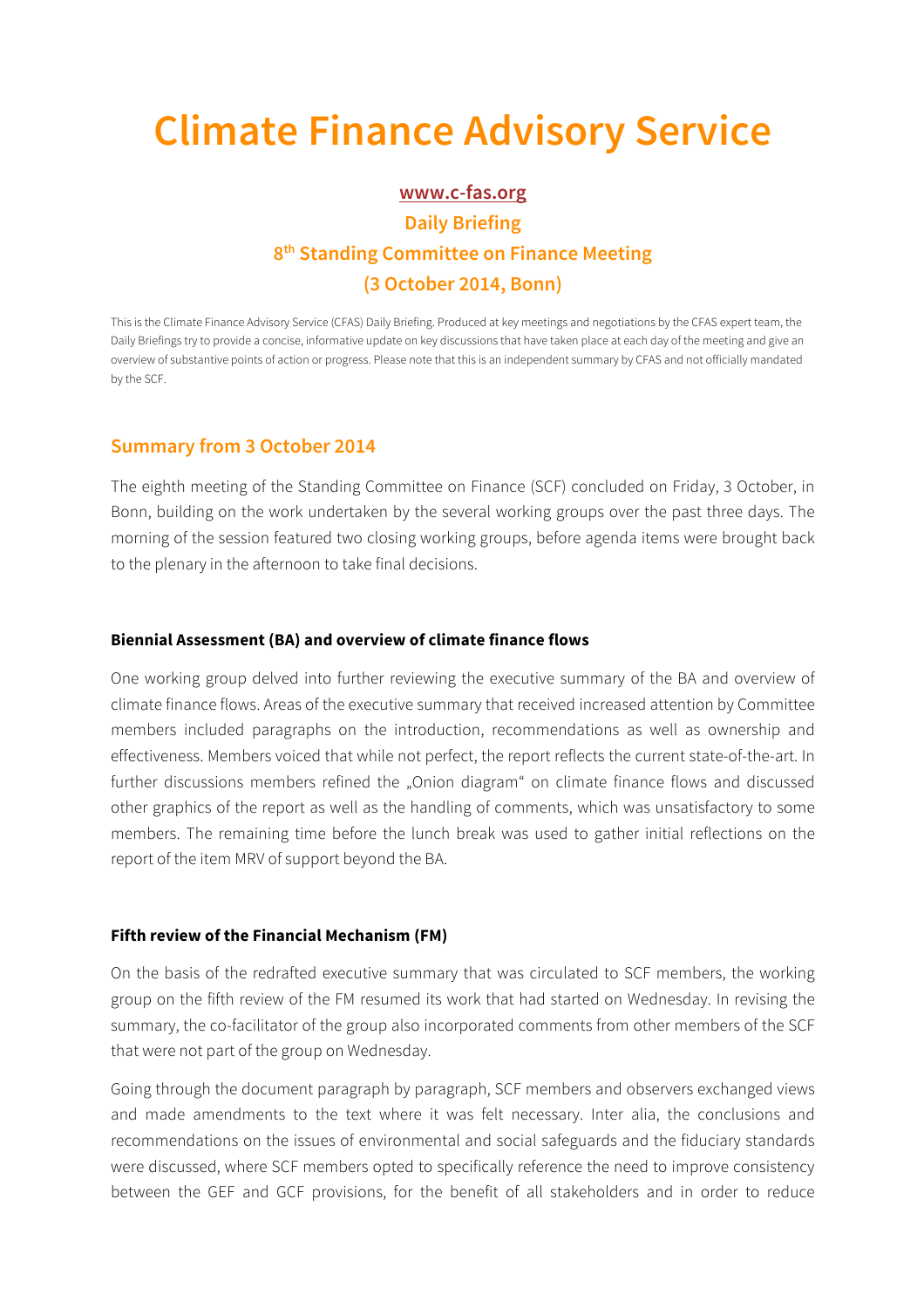# Climate Finance Advisory Service

**www.c-fas.org**

**Daily Briefing**

**8th Standing Committee on Finance Meeting**

**(3 October 2014, Bonn)**

This is the Climate Finance Advisory Service (CFAS) Daily Briefing. Produced at key meetings and negotiations by the CFAS expert team, the Daily Briefings try to provide a concise, informative update on key discussions that have taken place at each day of the meeting and give an overview of substantive points of action or progress. Please note that this is an independent summary by CFAS and not officially mandated by the SCF.

## Summary from 3 October 2014

The eighth meeting of the Standing Committee on Finance (SCF) concluded on Friday, 3 October, in Bonn, building on the work undertaken by the several working groups over the past three days. The morning of the session featured two closing working groups, before agenda items were brought back to the plenary in the afternoon to take final decisions.

### Biennial Assessment (BA) and overview of climate finance flows

One working group delved into further reviewing the executive summary of the BA and overview of climate finance flows. Areas of the executive summary that received increased attention by Committee members included paragraphs on the introduction, recommendations as well as ownership and effectiveness. Members voiced that while not perfect, the report reflects the current state-of-the-art. In further discussions members refined the „Onion diagram" on climate finance flows and discussed other graphics of the report as well as the handling of comments, which was unsatisfactory to some members. The remaining time before the lunch break was used to gather initial reflections on the report of the item MRV of support beyond the BA.

### Fifth review of the Financial Mechanism (FM)

On the basis of the redrafted executive summary that was circulated to SCF members, the working group on the fifth review of the FM resumed its work that had started on Wednesday. In revising the summary, the co-facilitator of the group also incorporated comments from other members of the SCF that were not part of the group on Wednesday.

Going through the document paragraph by paragraph, SCF members and observers exchanged views and made amendments to the text where it was felt necessary. Inter alia, the conclusions and recommendations on the issues of environmental and social safeguards and the fiduciary standards were discussed, where SCF members opted to specifically reference the need to improve consistency between the GEF and GCF provisions, for the benefit of all stakeholders and in order to reduce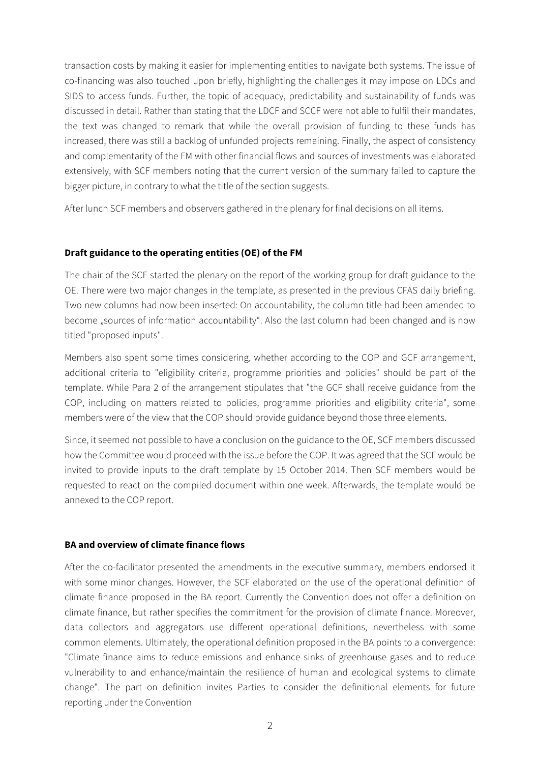transaction costs by making it easier for implementing entities to navigate both systems. The issue of co-financing was also touched upon briefly, highlighting the challenges it may impose on LDCs and SIDS to access funds. Further, the topic of adequacy, predictability and sustainability of funds was discussed in detail. Rather than stating that the LDCF and SCCF were not able to fulfil their mandates, the text was changed to remark that while the overall provision of funding to these funds has increased, there was still a backlog of unfunded projects remaining. Finally, the aspect of consistency and complementarity of the FM with other financial flows and sources of investments was elaborated extensively, with SCF members noting that the current version of the summary failed to capture the bigger picture, in contrary to what the title of the section suggests.

After lunch SCF members and observers gathered in the plenary for final decisions on all items.

**Draft guidance to the operating entities (OE) of the FM**

The chair of the SCF started the plenary on the report of the working group for draft guidance to the OE. There were two major changes in the template, as presented in the previous CFAS daily briefing. Two new columns had now been inserted: On accountability, the column title had been amended to become „sources of information accountability". Also the last column had been changed and is now titled "proposed inputs".

Members also spent some times considering, whether according to the COP and GCF arrangement, additional criteria to "eligibility criteria, programme priorities and policies" should be part of the template. While Para 2 of the arrangement stipulates that "the GCF shall receive guidance from the COP, including on matters related to policies, programme priorities and eligibility criteria", some members were of the view that the COP should provide guidance beyond those three elements.

Since, it seemed not possible to have a conclusion on the guidance to the OE, SCF members discussed how the Committee would proceed with the issue before the COP. It was agreed that the SCF would be invited to provide inputs to the draft template by 15 October 2014. Then SCF members would be requested to react on the compiled document within one week. Afterwards, the template would be annexed to the COP report.

**BA and overview of climate finance flows**

After the co-facilitator presented the amendments in the executive summary, members endorsed it with some minor changes. However, the SCF elaborated on the use of the operational definition of climate finance proposed in the BA report. Currently the Convention does not offer a definition on climate finance, but rather specifies the commitment for the provision of climate finance. Moreover, data collectors and aggregators use different operational definitions, nevertheless with some common elements. Ultimately, the operational definition proposed in the BA points to a convergence: "Climate finance aims to reduce emissions and enhance sinks of greenhouse gases and to reduce vulnerability to and enhance/maintain the resilience of human and ecological systems to climate change". The part on definition invites Parties to consider the definitional elements for future reporting under the Convention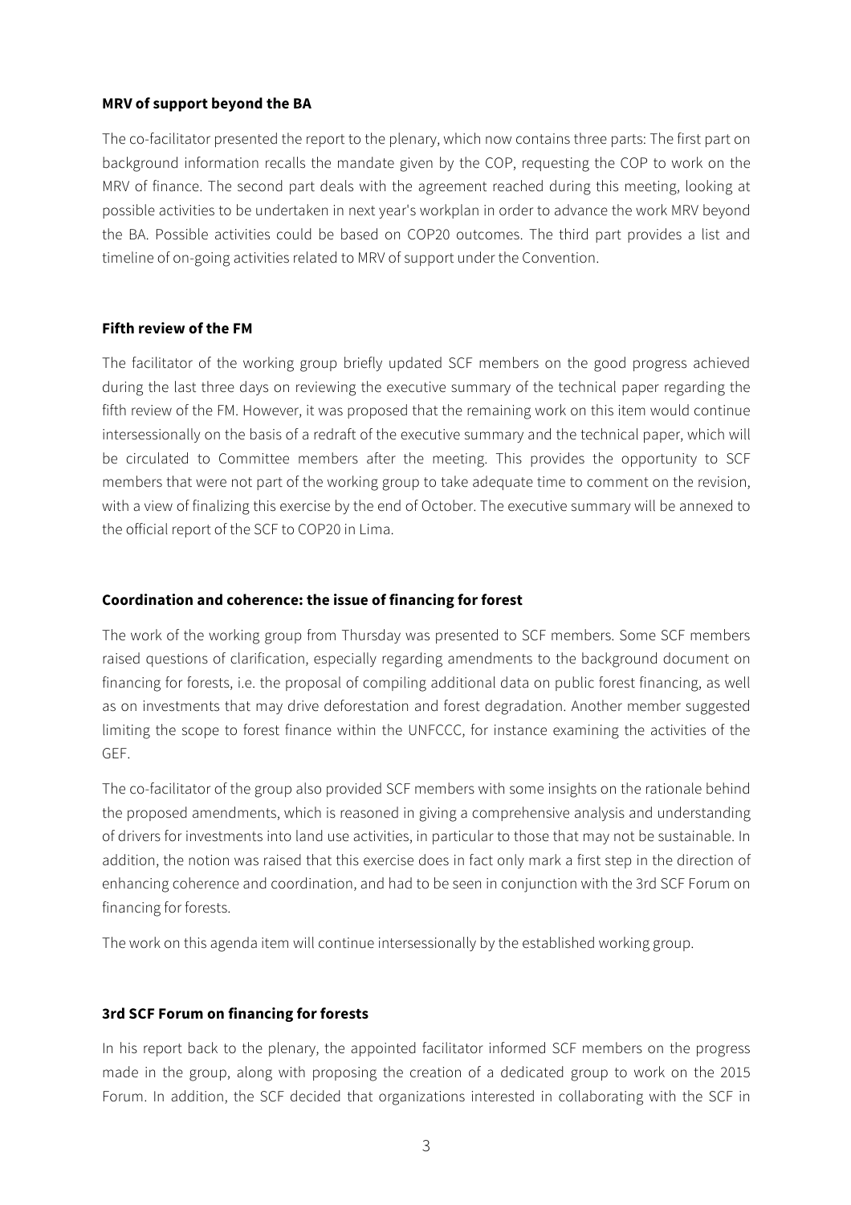**MRV of support beyond the BA**

The co-facilitator presented the report to the plenary, which now contains three parts: The first part on background information recalls the mandate given by the COP, requesting the COP to work on the MRV of finance. The second part deals with the agreement reached during this meeting, looking at possible activities to be undertaken in next year's workplan in order to advance the work MRV beyond the BA. Possible activities could be based on COP20 outcomes. The third part provides a list and timeline of on-going activities related to MRV of support under the Convention.

**Fifth review of the FM**

The facilitator of the working group briefly updated SCF members on the good progress achieved during the last three days on reviewing the executive summary of the technical paper regarding the fifth review of the FM. However, it was proposed that the remaining work on this item would continue intersessionally on the basis of a redraft of the executive summary and the technical paper, which will be circulated to Committee members after the meeting. This provides the opportunity to SCF members that were not part of the working group to take adequate time to comment on the revision, with a view of finalizing this exercise by the end of October. The executive summary will be annexed to the official report of the SCF to COP20 in Lima.

**Coordination and coherence: the issue of financing for forest**

The work of the working group from Thursday was presented to SCF members. Some SCF members raised questions of clarification, especially regarding amendments to the background document on financing for forests, i.e. the proposal of compiling additional data on public forest financing, as well as on investments that may drive deforestation and forest degradation. Another member suggested limiting the scope to forest finance within the UNFCCC, for instance examining the activities of the GEF.

The co-facilitator of the group also provided SCF members with some insights on the rationale behind the proposed amendments, which is reasoned in giving a comprehensive analysis and understanding of drivers for investments into land use activities, in particular to those that may not be sustainable. In addition, the notion was raised that this exercise does in fact only mark a first step in the direction of enhancing coherence and coordination, and had to be seen in conjunction with the 3rd SCF Forum on financing for forests.

The work on this agenda item will continue intersessionally by the established working group.

**3rd SCF Forum on financing for forests**

In his report back to the plenary, the appointed facilitator informed SCF members on the progress made in the group, along with proposing the creation of a dedicated group to work on the 2015 Forum. In addition, the SCF decided that organizations interested in collaborating with the SCF in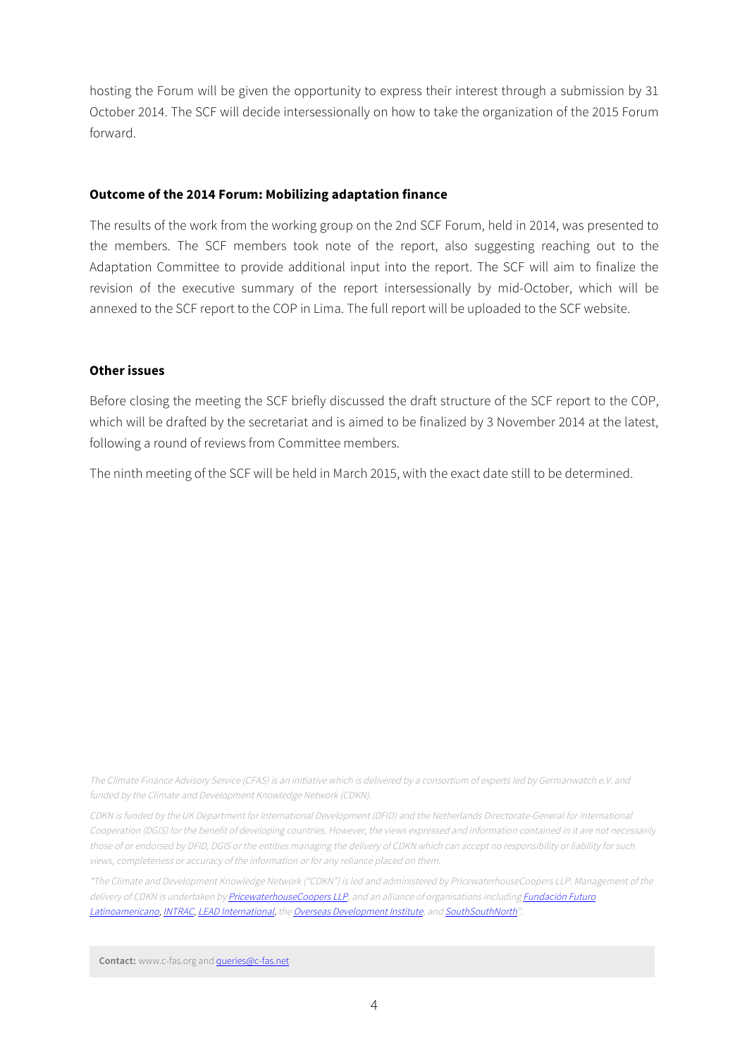hosting the Forum will be given the opportunity to express their interest through a submission by 31 October 2014. The SCF will decide intersessionally on how to take the organization of the 2015 Forum forward.

**Outcome of the 2014 Forum: Mobilizing adaptation finance**

The results of the work from the working group on the 2nd SCF Forum, held in 2014, was presented to the members. The SCF members took note of the report, also suggesting reaching out to the Adaptation Committee to provide additional input into the report. The SCF will aim to finalize the revision of the executive summary of the report intersessionally by mid-October, which will be annexed to the SCF report to the COP in Lima. The full report will be uploaded to the SCF website.

**Other issues**

Before closing the meeting the SCF briefly discussed the draft structure of the SCF report to the COP, which will be drafted by the secretariat and is aimed to be finalized by 3 November 2014 at the latest, following a round of reviews from Committee members.

The ninth meeting of the SCF will be held in March 2015, with the exact date still to be determined.

*The Climate Finance Advisory Service (CFAS) is an initiative which is delivered by a consortium of experts led by Germanwatch e.V. and funded by the Climate and Development Knowledge Network (CDKN).*

*CDKN is funded by the UK Department for International Development (DFID) and the Netherlands Directorate-General for International Cooperation (DGIS) for the benefit of developing countries. However, the views expressed and information contained in it are not necessarily those of or endorsed by DFID, DGIS or the entities managing the delivery of CDKN which can accept no responsibility or liability for such views, completeness or accuracy of the information or for any reliance placed on them.*

*"The Climate and Development Knowledge Network ("CDKN") is led and administered by PricewaterhouseCoopers LLP. Management of the delivery of CDKN is undertaken by PricewaterhouseCoopers LLP, and an alliance of organisations including Fundación Futuro Latinoamericano, INTRAC, LEAD International, the Overseas Development Institute, and SouthSouthNorth".*

**Contact:** www.c-fas.org and queries@c-fas.net